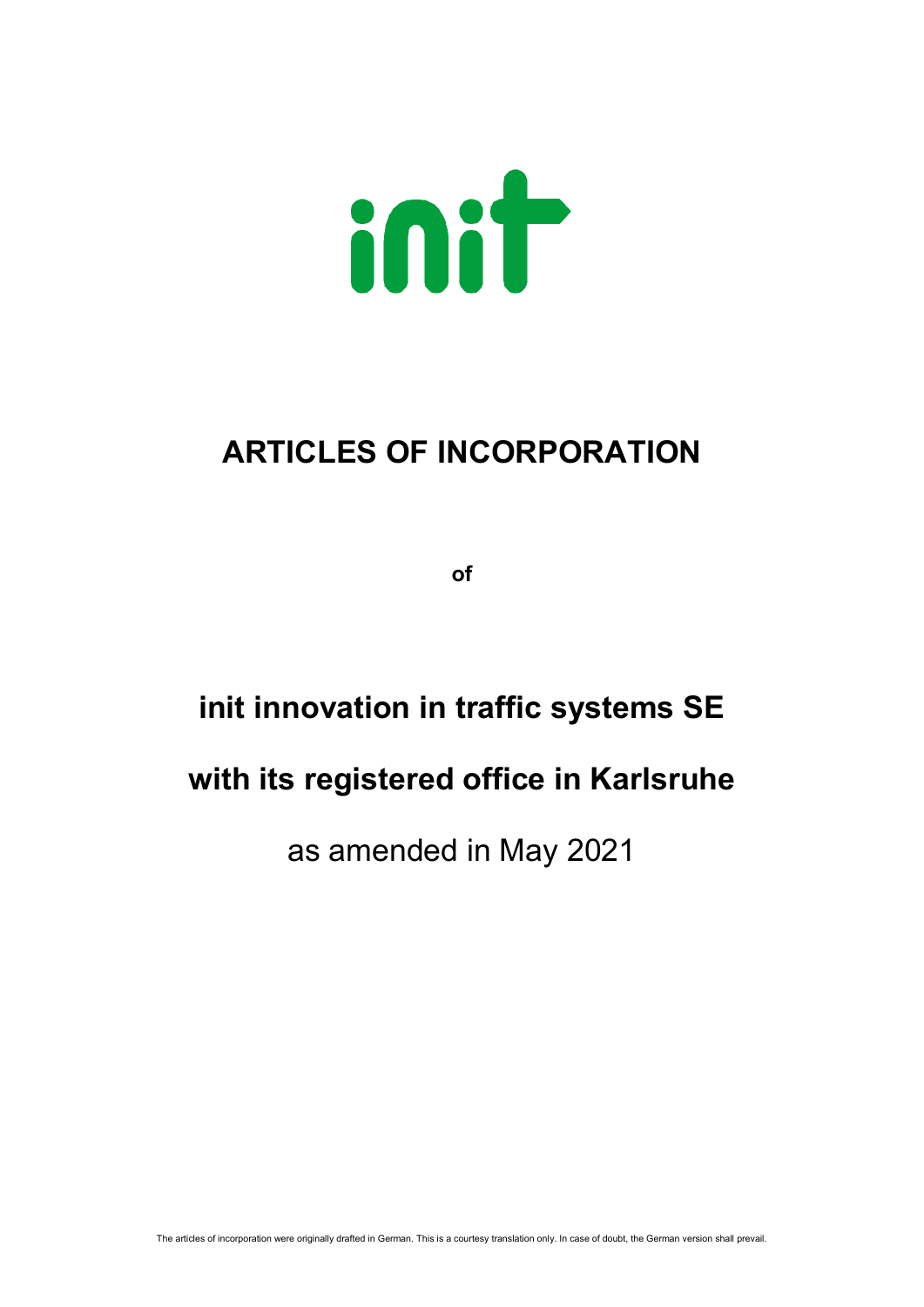init

# ARTICLES OF INCORPORATION

**of**

# init innovation in traffic systems SE

# with its registered office in Karlsruhe

as amended in May 2021

The articles of incorporation were originally drafted in German. This is a courtesy translation only. In case of doubt, the German version shall prevail.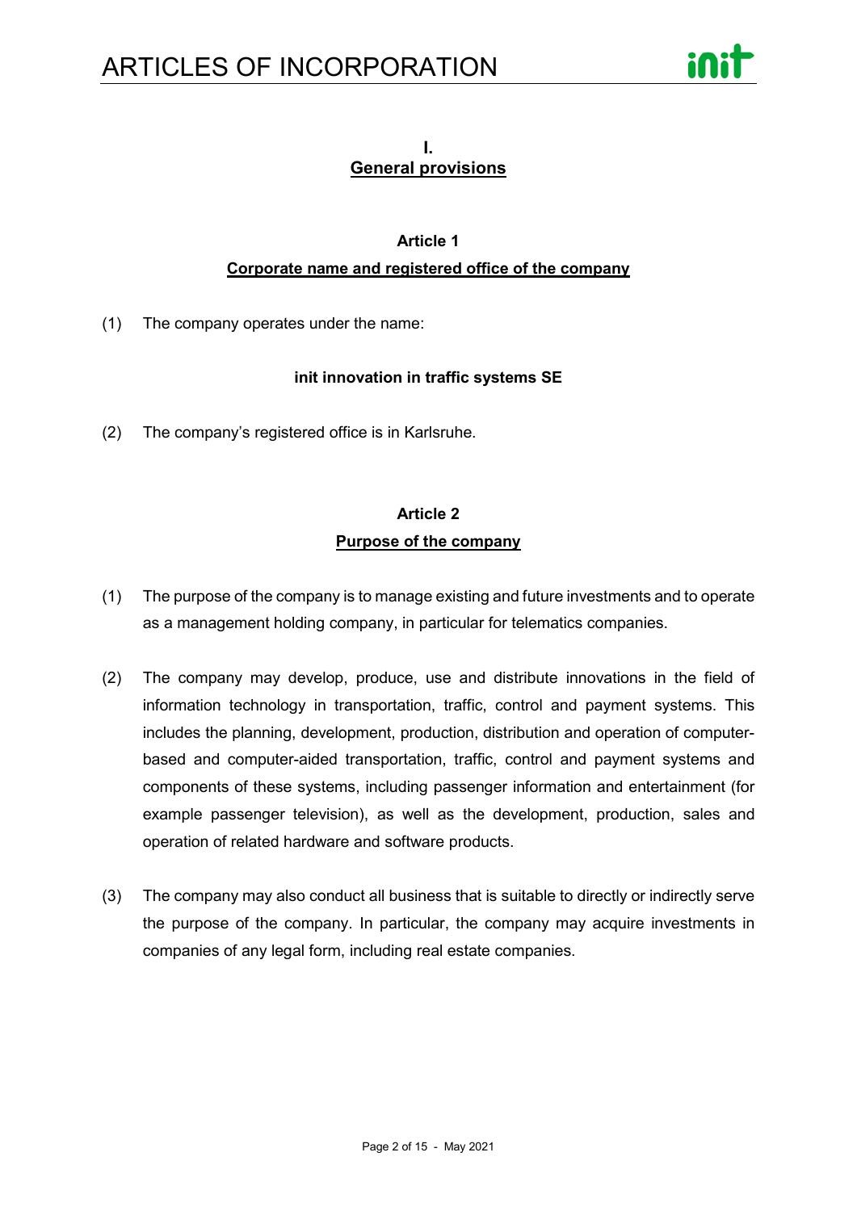## I.
## General provisions

### Article 1
### Corporate name and registered office of the company

(1) The company operates under the name:

**init innovation in traffic systems SE**

(2) The company's registered office is in Karlsruhe.

### Article 2
### Purpose of the company

(1) The purpose of the company is to manage existing and future investments and to operate as a management holding company, in particular for telematics companies.

(2) The company may develop, produce, use and distribute innovations in the field of information technology in transportation, traffic, control and payment systems. This includes the planning, development, production, distribution and operation of computer-based and computer-aided transportation, traffic, control and payment systems and components of these systems, including passenger information and entertainment (for example passenger television), as well as the development, production, sales and operation of related hardware and software products.

(3) The company may also conduct all business that is suitable to directly or indirectly serve the purpose of the company. In particular, the company may acquire investments in companies of any legal form, including real estate companies.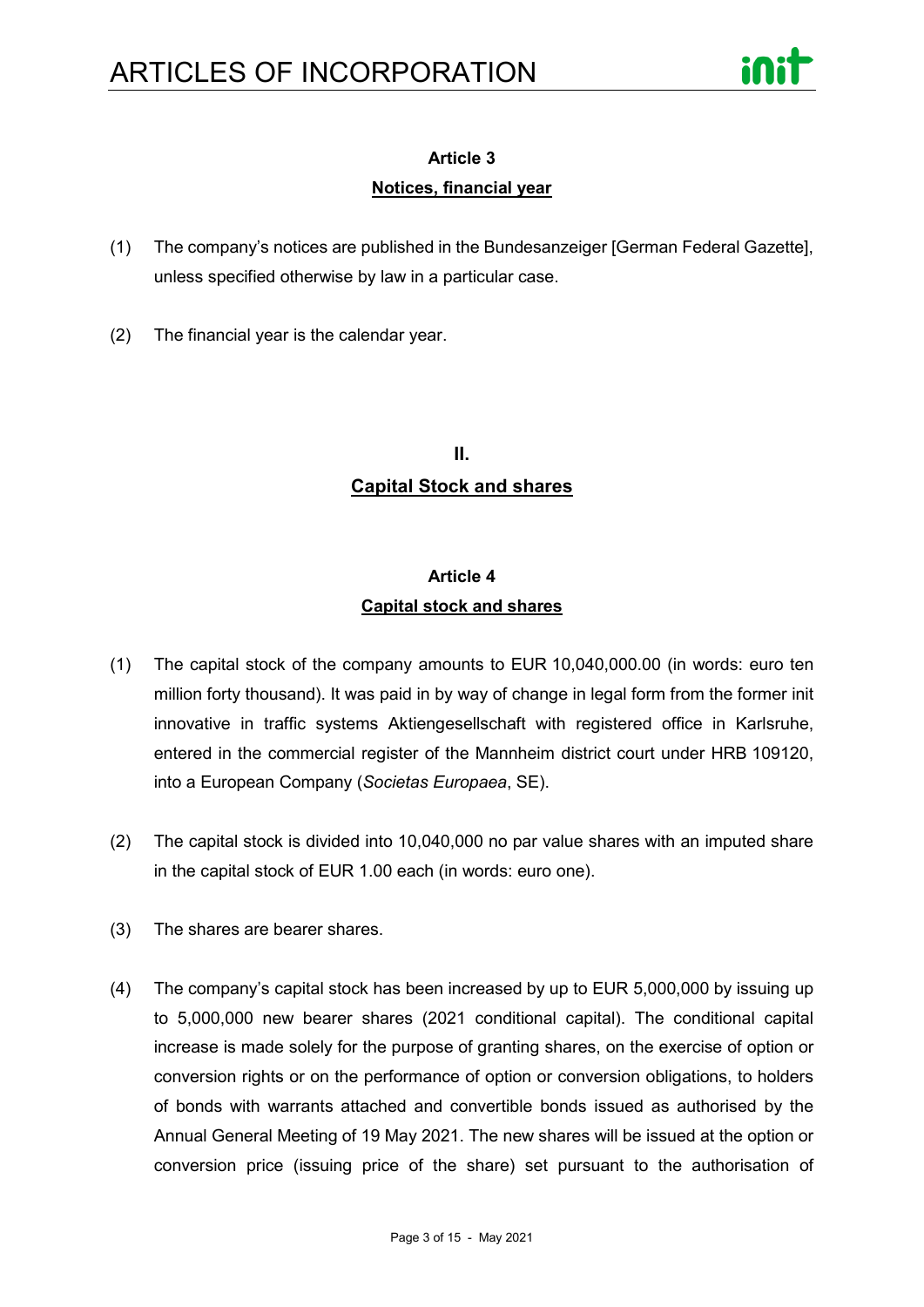### Article 3
### Notices, financial year

(1) The company's notices are published in the Bundesanzeiger [German Federal Gazette], unless specified otherwise by law in a particular case.

(2) The financial year is the calendar year.

## II.
## Capital Stock and shares

### Article 4
### Capital stock and shares

(1) The capital stock of the company amounts to EUR 10,040,000.00 (in words: euro ten million forty thousand). It was paid in by way of change in legal form from the former init innovative in traffic systems Aktiengesellschaft with registered office in Karlsruhe, entered in the commercial register of the Mannheim district court under HRB 109120, into a European Company (*Societas Europaea*, SE).

(2) The capital stock is divided into 10,040,000 no par value shares with an imputed share in the capital stock of EUR 1.00 each (in words: euro one).

(3) The shares are bearer shares.

(4) The company's capital stock has been increased by up to EUR 5,000,000 by issuing up to 5,000,000 new bearer shares (2021 conditional capital). The conditional capital increase is made solely for the purpose of granting shares, on the exercise of option or conversion rights or on the performance of option or conversion obligations, to holders of bonds with warrants attached and convertible bonds issued as authorised by the Annual General Meeting of 19 May 2021. The new shares will be issued at the option or conversion price (issuing price of the share) set pursuant to the authorisation of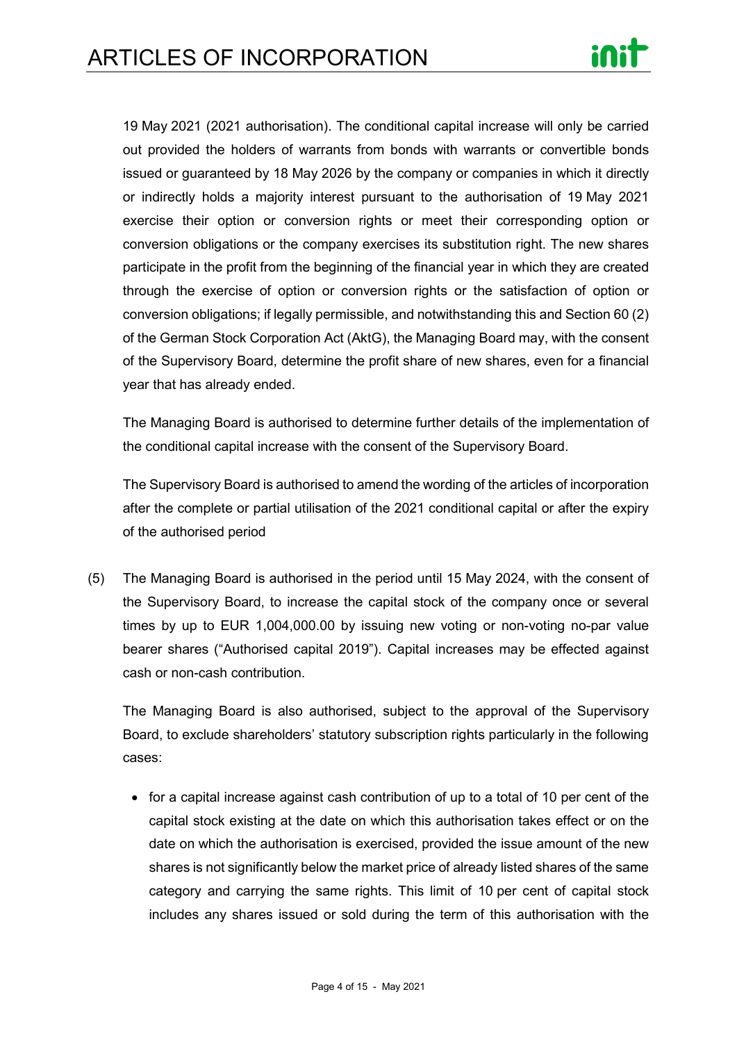19 May 2021 (2021 authorisation). The conditional capital increase will only be carried out provided the holders of warrants from bonds with warrants or convertible bonds issued or guaranteed by 18 May 2026 by the company or companies in which it directly or indirectly holds a majority interest pursuant to the authorisation of 19 May 2021 exercise their option or conversion rights or meet their corresponding option or conversion obligations or the company exercises its substitution right. The new shares participate in the profit from the beginning of the financial year in which they are created through the exercise of option or conversion rights or the satisfaction of option or conversion obligations; if legally permissible, and notwithstanding this and Section 60 (2) of the German Stock Corporation Act (AktG), the Managing Board may, with the consent of the Supervisory Board, determine the profit share of new shares, even for a financial year that has already ended.

The Managing Board is authorised to determine further details of the implementation of the conditional capital increase with the consent of the Supervisory Board.

The Supervisory Board is authorised to amend the wording of the articles of incorporation after the complete or partial utilisation of the 2021 conditional capital or after the expiry of the authorised period

(5) The Managing Board is authorised in the period until 15 May 2024, with the consent of the Supervisory Board, to increase the capital stock of the company once or several times by up to EUR 1,004,000.00 by issuing new voting or non-voting no-par value bearer shares ("Authorised capital 2019"). Capital increases may be effected against cash or non-cash contribution.

The Managing Board is also authorised, subject to the approval of the Supervisory Board, to exclude shareholders' statutory subscription rights particularly in the following cases:

- for a capital increase against cash contribution of up to a total of 10 per cent of the capital stock existing at the date on which this authorisation takes effect or on the date on which the authorisation is exercised, provided the issue amount of the new shares is not significantly below the market price of already listed shares of the same category and carrying the same rights. This limit of 10 per cent of capital stock includes any shares issued or sold during the term of this authorisation with the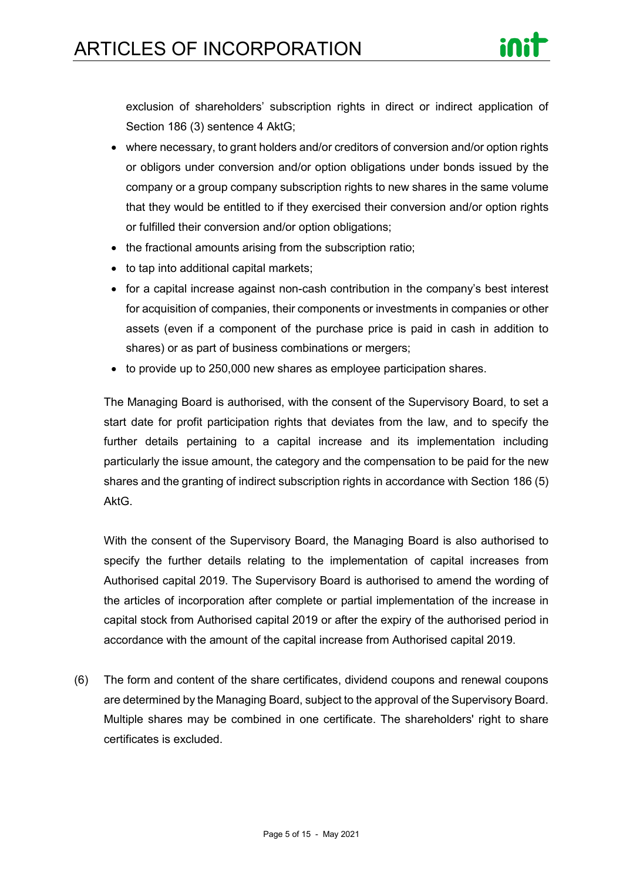exclusion of shareholders' subscription rights in direct or indirect application of Section 186 (3) sentence 4 AktG;

- where necessary, to grant holders and/or creditors of conversion and/or option rights or obligors under conversion and/or option obligations under bonds issued by the company or a group company subscription rights to new shares in the same volume that they would be entitled to if they exercised their conversion and/or option rights or fulfilled their conversion and/or option obligations;
- the fractional amounts arising from the subscription ratio;
- to tap into additional capital markets;
- for a capital increase against non-cash contribution in the company's best interest for acquisition of companies, their components or investments in companies or other assets (even if a component of the purchase price is paid in cash in addition to shares) or as part of business combinations or mergers;
- to provide up to 250,000 new shares as employee participation shares.

The Managing Board is authorised, with the consent of the Supervisory Board, to set a start date for profit participation rights that deviates from the law, and to specify the further details pertaining to a capital increase and its implementation including particularly the issue amount, the category and the compensation to be paid for the new shares and the granting of indirect subscription rights in accordance with Section 186 (5) AktG.

With the consent of the Supervisory Board, the Managing Board is also authorised to specify the further details relating to the implementation of capital increases from Authorised capital 2019. The Supervisory Board is authorised to amend the wording of the articles of incorporation after complete or partial implementation of the increase in capital stock from Authorised capital 2019 or after the expiry of the authorised period in accordance with the amount of the capital increase from Authorised capital 2019.

(6) The form and content of the share certificates, dividend coupons and renewal coupons are determined by the Managing Board, subject to the approval of the Supervisory Board. Multiple shares may be combined in one certificate. The shareholders' right to share certificates is excluded.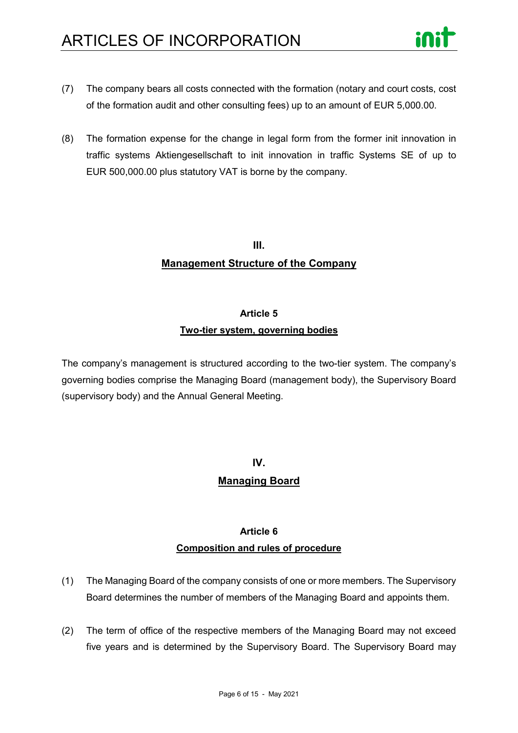(7) The company bears all costs connected with the formation (notary and court costs, cost of the formation audit and other consulting fees) up to an amount of EUR 5,000.00.

(8) The formation expense for the change in legal form from the former init innovation in traffic systems Aktiengesellschaft to init innovation in traffic Systems SE of up to EUR 500,000.00 plus statutory VAT is borne by the company.

## III.
## Management Structure of the Company

### Article 5
### Two-tier system, governing bodies

The company's management is structured according to the two-tier system. The company's governing bodies comprise the Managing Board (management body), the Supervisory Board (supervisory body) and the Annual General Meeting.

## IV.
## Managing Board

### Article 6
### Composition and rules of procedure

(1) The Managing Board of the company consists of one or more members. The Supervisory Board determines the number of members of the Managing Board and appoints them.

(2) The term of office of the respective members of the Managing Board may not exceed five years and is determined by the Supervisory Board. The Supervisory Board may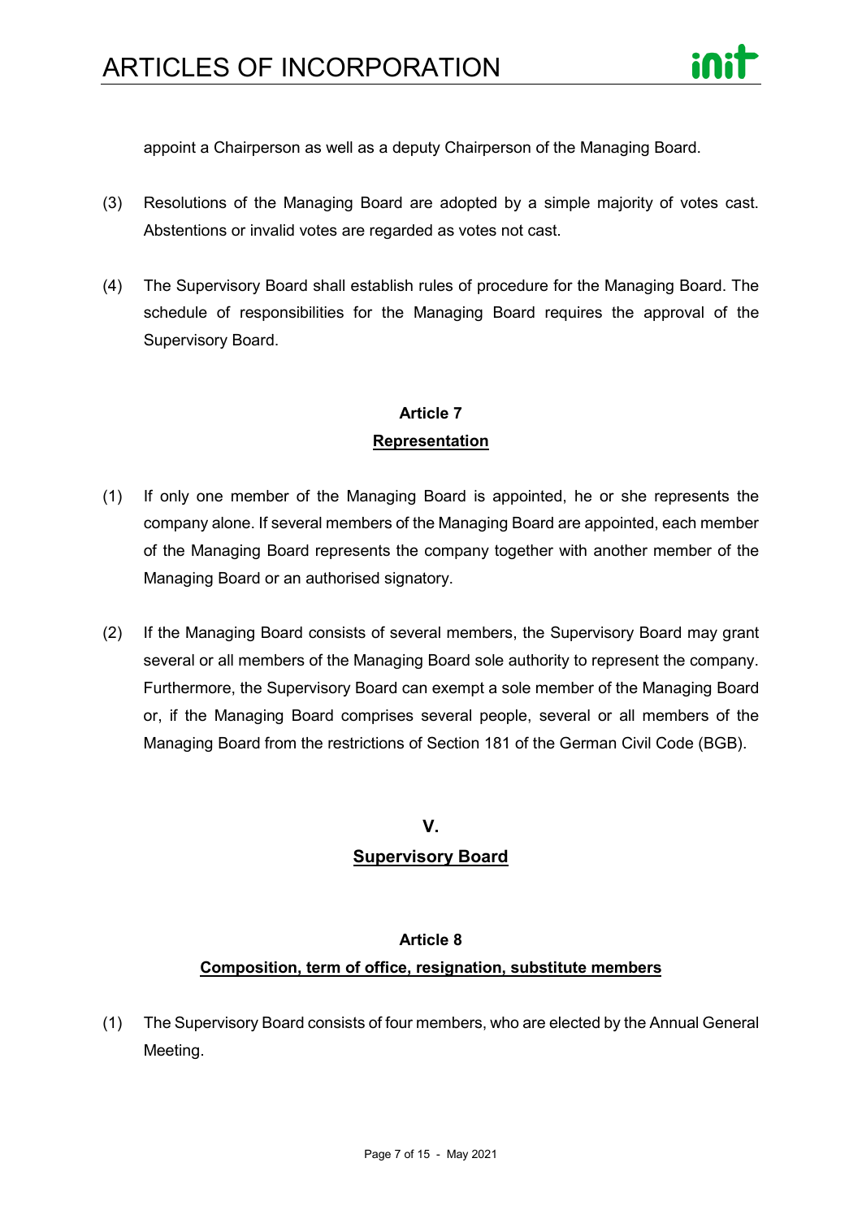appoint a Chairperson as well as a deputy Chairperson of the Managing Board.

(3) Resolutions of the Managing Board are adopted by a simple majority of votes cast. Abstentions or invalid votes are regarded as votes not cast.

(4) The Supervisory Board shall establish rules of procedure for the Managing Board. The schedule of responsibilities for the Managing Board requires the approval of the Supervisory Board.

### Article 7
### Representation

(1) If only one member of the Managing Board is appointed, he or she represents the company alone. If several members of the Managing Board are appointed, each member of the Managing Board represents the company together with another member of the Managing Board or an authorised signatory.

(2) If the Managing Board consists of several members, the Supervisory Board may grant several or all members of the Managing Board sole authority to represent the company. Furthermore, the Supervisory Board can exempt a sole member of the Managing Board or, if the Managing Board comprises several people, several or all members of the Managing Board from the restrictions of Section 181 of the German Civil Code (BGB).

## V.
## Supervisory Board

### Article 8
### Composition, term of office, resignation, substitute members

(1) The Supervisory Board consists of four members, who are elected by the Annual General Meeting.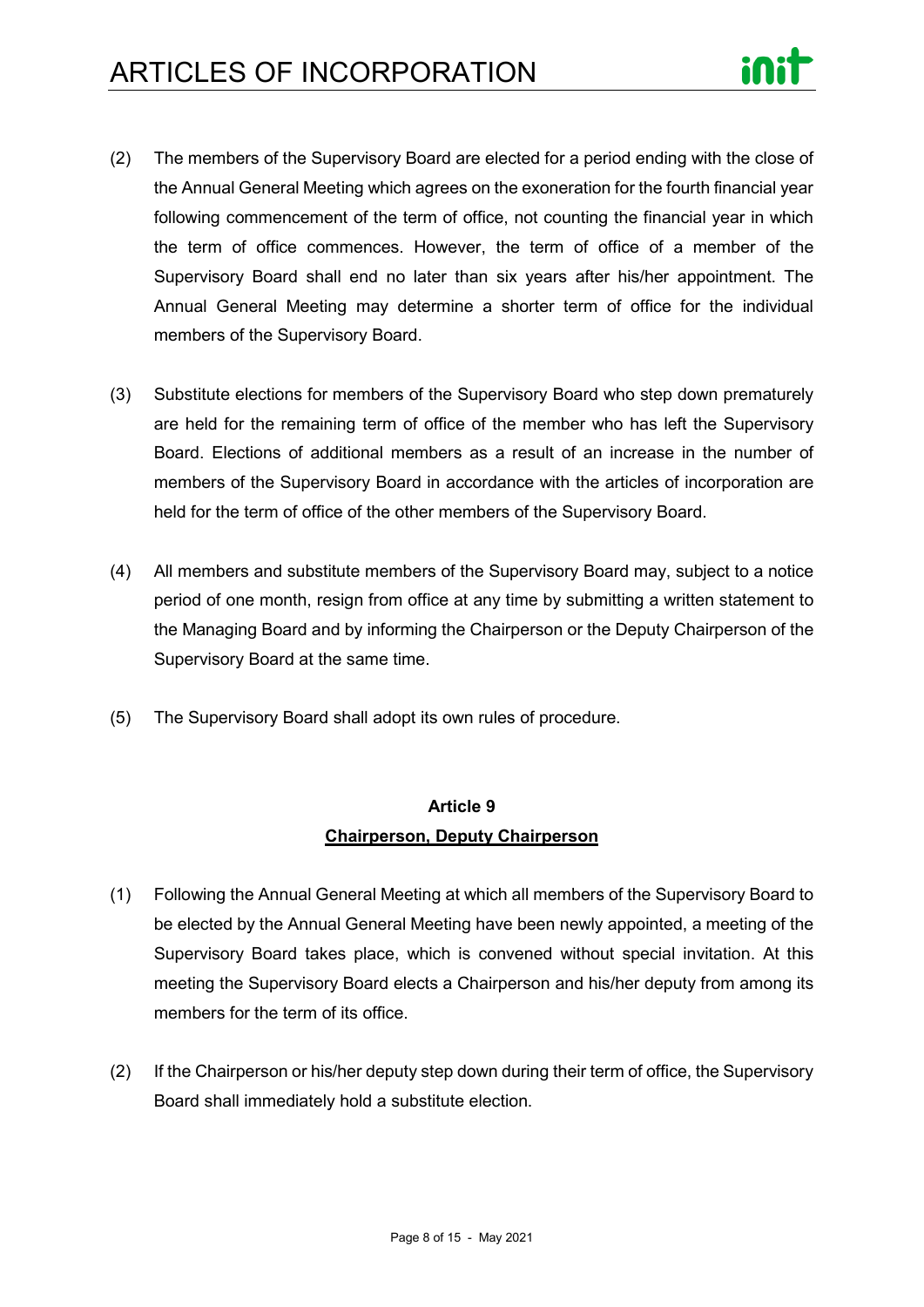(2) The members of the Supervisory Board are elected for a period ending with the close of the Annual General Meeting which agrees on the exoneration for the fourth financial year following commencement of the term of office, not counting the financial year in which the term of office commences. However, the term of office of a member of the Supervisory Board shall end no later than six years after his/her appointment. The Annual General Meeting may determine a shorter term of office for the individual members of the Supervisory Board.

(3) Substitute elections for members of the Supervisory Board who step down prematurely are held for the remaining term of office of the member who has left the Supervisory Board. Elections of additional members as a result of an increase in the number of members of the Supervisory Board in accordance with the articles of incorporation are held for the term of office of the other members of the Supervisory Board.

(4) All members and substitute members of the Supervisory Board may, subject to a notice period of one month, resign from office at any time by submitting a written statement to the Managing Board and by informing the Chairperson or the Deputy Chairperson of the Supervisory Board at the same time.

(5) The Supervisory Board shall adopt its own rules of procedure.

## Article 9
## Chairperson, Deputy Chairperson

(1) Following the Annual General Meeting at which all members of the Supervisory Board to be elected by the Annual General Meeting have been newly appointed, a meeting of the Supervisory Board takes place, which is convened without special invitation. At this meeting the Supervisory Board elects a Chairperson and his/her deputy from among its members for the term of its office.

(2) If the Chairperson or his/her deputy step down during their term of office, the Supervisory Board shall immediately hold a substitute election.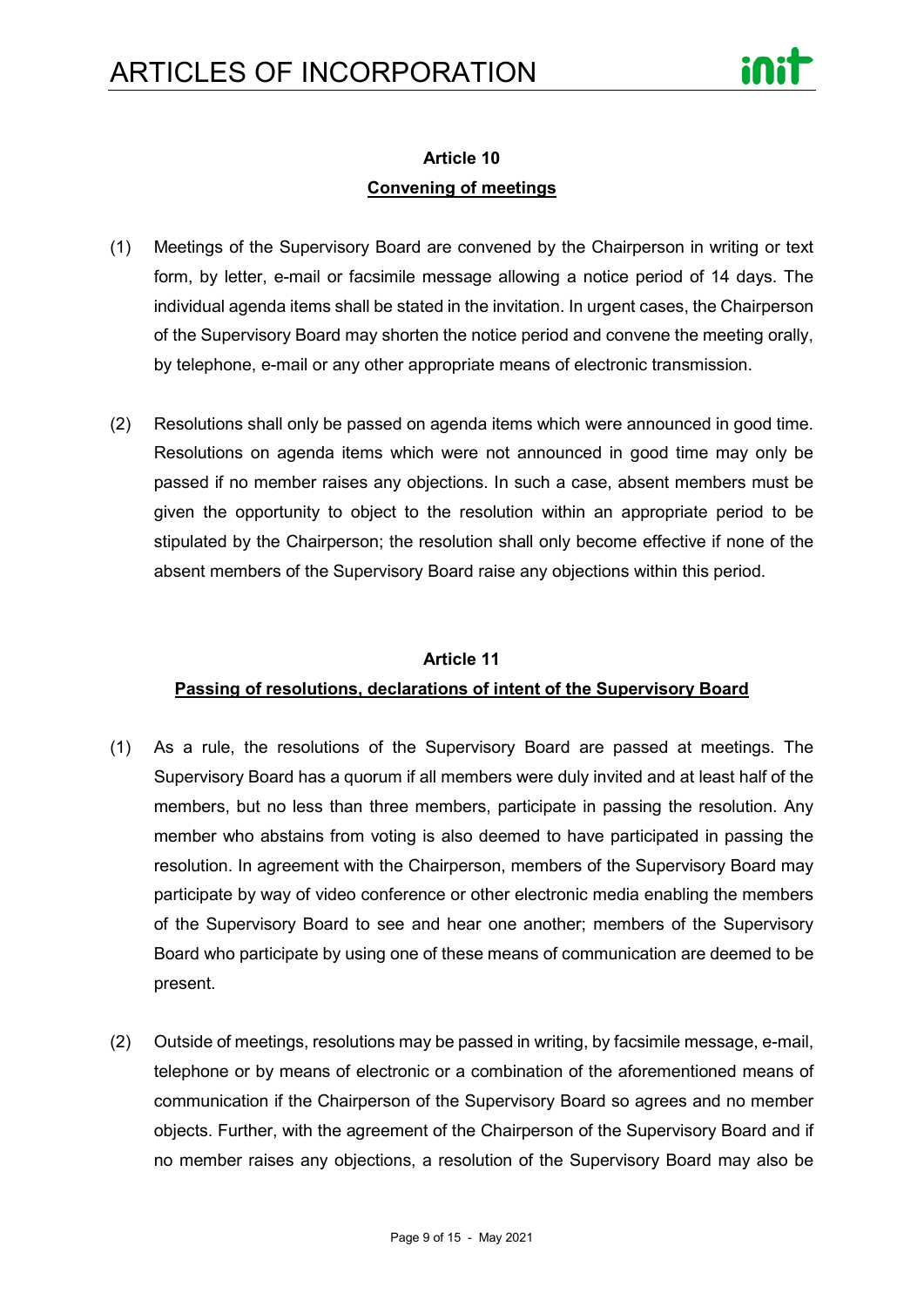## Article 10
**Convening of meetings**

(1) Meetings of the Supervisory Board are convened by the Chairperson in writing or text form, by letter, e-mail or facsimile message allowing a notice period of 14 days. The individual agenda items shall be stated in the invitation. In urgent cases, the Chairperson of the Supervisory Board may shorten the notice period and convene the meeting orally, by telephone, e-mail or any other appropriate means of electronic transmission.

(2) Resolutions shall only be passed on agenda items which were announced in good time. Resolutions on agenda items which were not announced in good time may only be passed if no member raises any objections. In such a case, absent members must be given the opportunity to object to the resolution within an appropriate period to be stipulated by the Chairperson; the resolution shall only become effective if none of the absent members of the Supervisory Board raise any objections within this period.

## Article 11
**Passing of resolutions, declarations of intent of the Supervisory Board**

(1) As a rule, the resolutions of the Supervisory Board are passed at meetings. The Supervisory Board has a quorum if all members were duly invited and at least half of the members, but no less than three members, participate in passing the resolution. Any member who abstains from voting is also deemed to have participated in passing the resolution. In agreement with the Chairperson, members of the Supervisory Board may participate by way of video conference or other electronic media enabling the members of the Supervisory Board to see and hear one another; members of the Supervisory Board who participate by using one of these means of communication are deemed to be present.

(2) Outside of meetings, resolutions may be passed in writing, by facsimile message, e-mail, telephone or by means of electronic or a combination of the aforementioned means of communication if the Chairperson of the Supervisory Board so agrees and no member objects. Further, with the agreement of the Chairperson of the Supervisory Board and if no member raises any objections, a resolution of the Supervisory Board may also be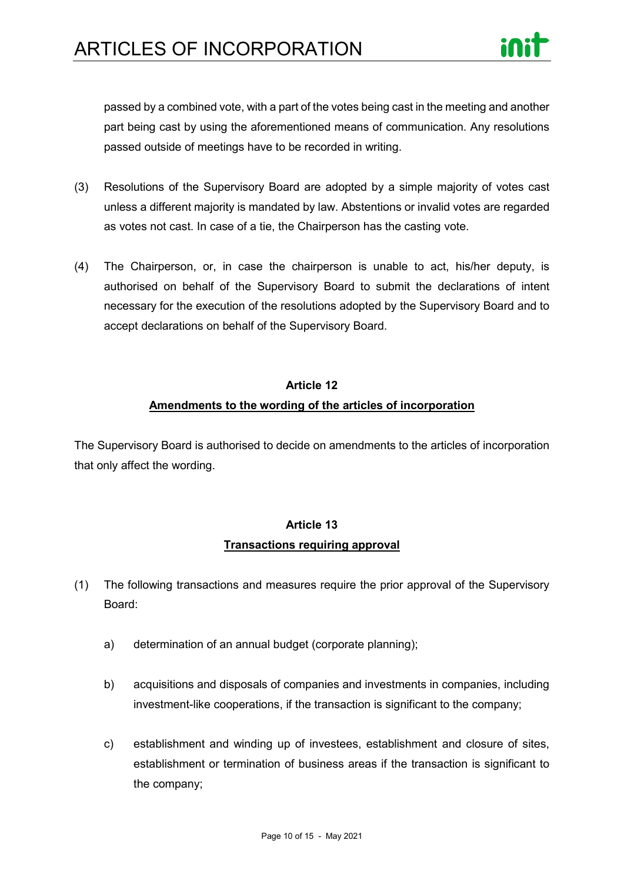passed by a combined vote, with a part of the votes being cast in the meeting and another part being cast by using the aforementioned means of communication. Any resolutions passed outside of meetings have to be recorded in writing.

(3) Resolutions of the Supervisory Board are adopted by a simple majority of votes cast unless a different majority is mandated by law. Abstentions or invalid votes are regarded as votes not cast. In case of a tie, the Chairperson has the casting vote.

(4) The Chairperson, or, in case the chairperson is unable to act, his/her deputy, is authorised on behalf of the Supervisory Board to submit the declarations of intent necessary for the execution of the resolutions adopted by the Supervisory Board and to accept declarations on behalf of the Supervisory Board.

## Article 12
## Amendments to the wording of the articles of incorporation

The Supervisory Board is authorised to decide on amendments to the articles of incorporation that only affect the wording.

## Article 13
## Transactions requiring approval

(1) The following transactions and measures require the prior approval of the Supervisory Board:

   a) determination of an annual budget (corporate planning);

   b) acquisitions and disposals of companies and investments in companies, including investment-like cooperations, if the transaction is significant to the company;

   c) establishment and winding up of investees, establishment and closure of sites, establishment or termination of business areas if the transaction is significant to the company;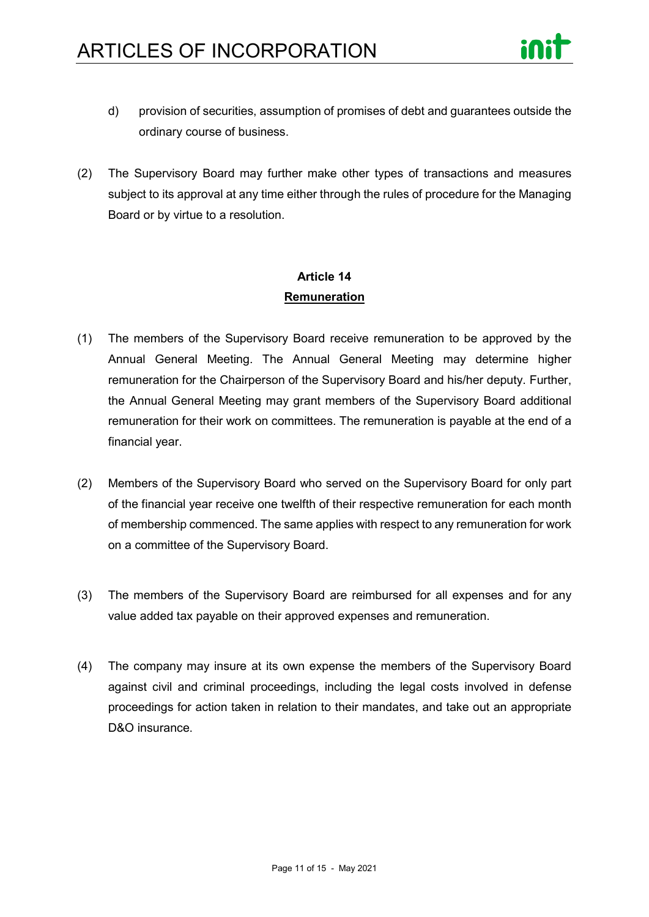d) provision of securities, assumption of promises of debt and guarantees outside the ordinary course of business.

(2) The Supervisory Board may further make other types of transactions and measures subject to its approval at any time either through the rules of procedure for the Managing Board or by virtue to a resolution.

## Article 14
## Remuneration

(1) The members of the Supervisory Board receive remuneration to be approved by the Annual General Meeting. The Annual General Meeting may determine higher remuneration for the Chairperson of the Supervisory Board and his/her deputy. Further, the Annual General Meeting may grant members of the Supervisory Board additional remuneration for their work on committees. The remuneration is payable at the end of a financial year.

(2) Members of the Supervisory Board who served on the Supervisory Board for only part of the financial year receive one twelfth of their respective remuneration for each month of membership commenced. The same applies with respect to any remuneration for work on a committee of the Supervisory Board.

(3) The members of the Supervisory Board are reimbursed for all expenses and for any value added tax payable on their approved expenses and remuneration.

(4) The company may insure at its own expense the members of the Supervisory Board against civil and criminal proceedings, including the legal costs involved in defense proceedings for action taken in relation to their mandates, and take out an appropriate D&O insurance.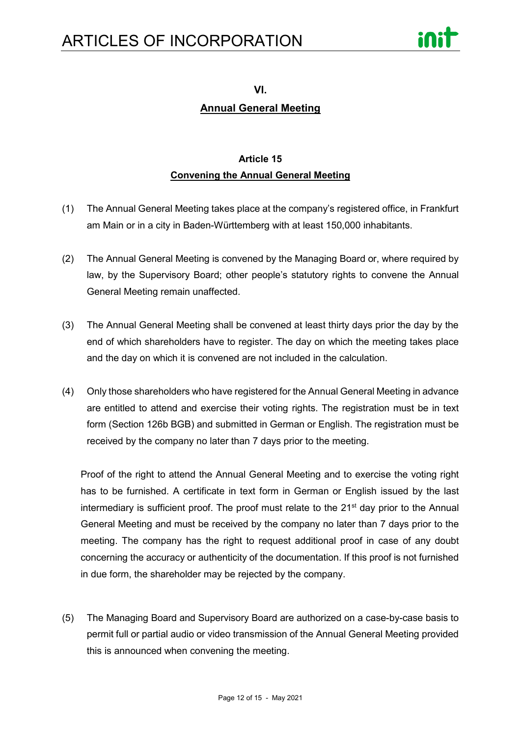## VI.

## Annual General Meeting

### Article 15

### Convening the Annual General Meeting

(1) The Annual General Meeting takes place at the company's registered office, in Frankfurt am Main or in a city in Baden-Württemberg with at least 150,000 inhabitants.

(2) The Annual General Meeting is convened by the Managing Board or, where required by law, by the Supervisory Board; other people's statutory rights to convene the Annual General Meeting remain unaffected.

(3) The Annual General Meeting shall be convened at least thirty days prior the day by the end of which shareholders have to register. The day on which the meeting takes place and the day on which it is convened are not included in the calculation.

(4) Only those shareholders who have registered for the Annual General Meeting in advance are entitled to attend and exercise their voting rights. The registration must be in text form (Section 126b BGB) and submitted in German or English. The registration must be received by the company no later than 7 days prior to the meeting.

Proof of the right to attend the Annual General Meeting and to exercise the voting right has to be furnished. A certificate in text form in German or English issued by the last intermediary is sufficient proof. The proof must relate to the 21st day prior to the Annual General Meeting and must be received by the company no later than 7 days prior to the meeting. The company has the right to request additional proof in case of any doubt concerning the accuracy or authenticity of the documentation. If this proof is not furnished in due form, the shareholder may be rejected by the company.

(5) The Managing Board and Supervisory Board are authorized on a case-by-case basis to permit full or partial audio or video transmission of the Annual General Meeting provided this is announced when convening the meeting.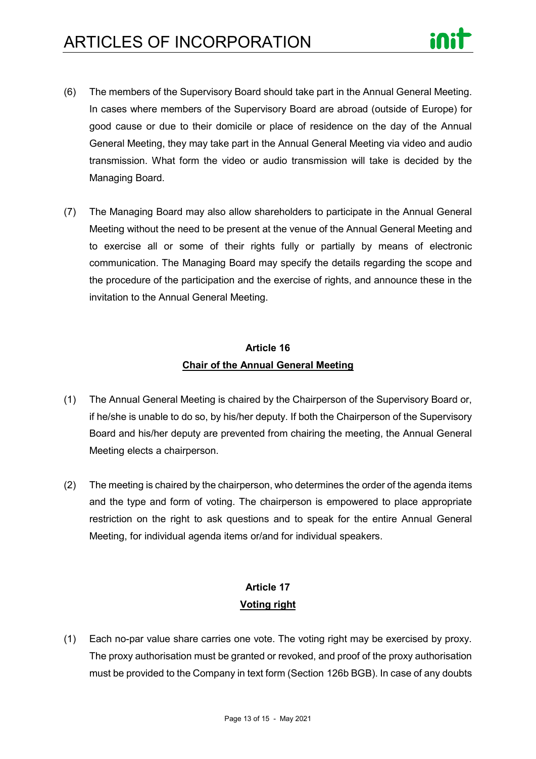(6) The members of the Supervisory Board should take part in the Annual General Meeting. In cases where members of the Supervisory Board are abroad (outside of Europe) for good cause or due to their domicile or place of residence on the day of the Annual General Meeting, they may take part in the Annual General Meeting via video and audio transmission. What form the video or audio transmission will take is decided by the Managing Board.

(7) The Managing Board may also allow shareholders to participate in the Annual General Meeting without the need to be present at the venue of the Annual General Meeting and to exercise all or some of their rights fully or partially by means of electronic communication. The Managing Board may specify the details regarding the scope and the procedure of the participation and the exercise of rights, and announce these in the invitation to the Annual General Meeting.

## Article 16
## Chair of the Annual General Meeting

(1) The Annual General Meeting is chaired by the Chairperson of the Supervisory Board or, if he/she is unable to do so, by his/her deputy. If both the Chairperson of the Supervisory Board and his/her deputy are prevented from chairing the meeting, the Annual General Meeting elects a chairperson.

(2) The meeting is chaired by the chairperson, who determines the order of the agenda items and the type and form of voting. The chairperson is empowered to place appropriate restriction on the right to ask questions and to speak for the entire Annual General Meeting, for individual agenda items or/and for individual speakers.

## Article 17
## Voting right

(1) Each no-par value share carries one vote. The voting right may be exercised by proxy. The proxy authorisation must be granted or revoked, and proof of the proxy authorisation must be provided to the Company in text form (Section 126b BGB). In case of any doubts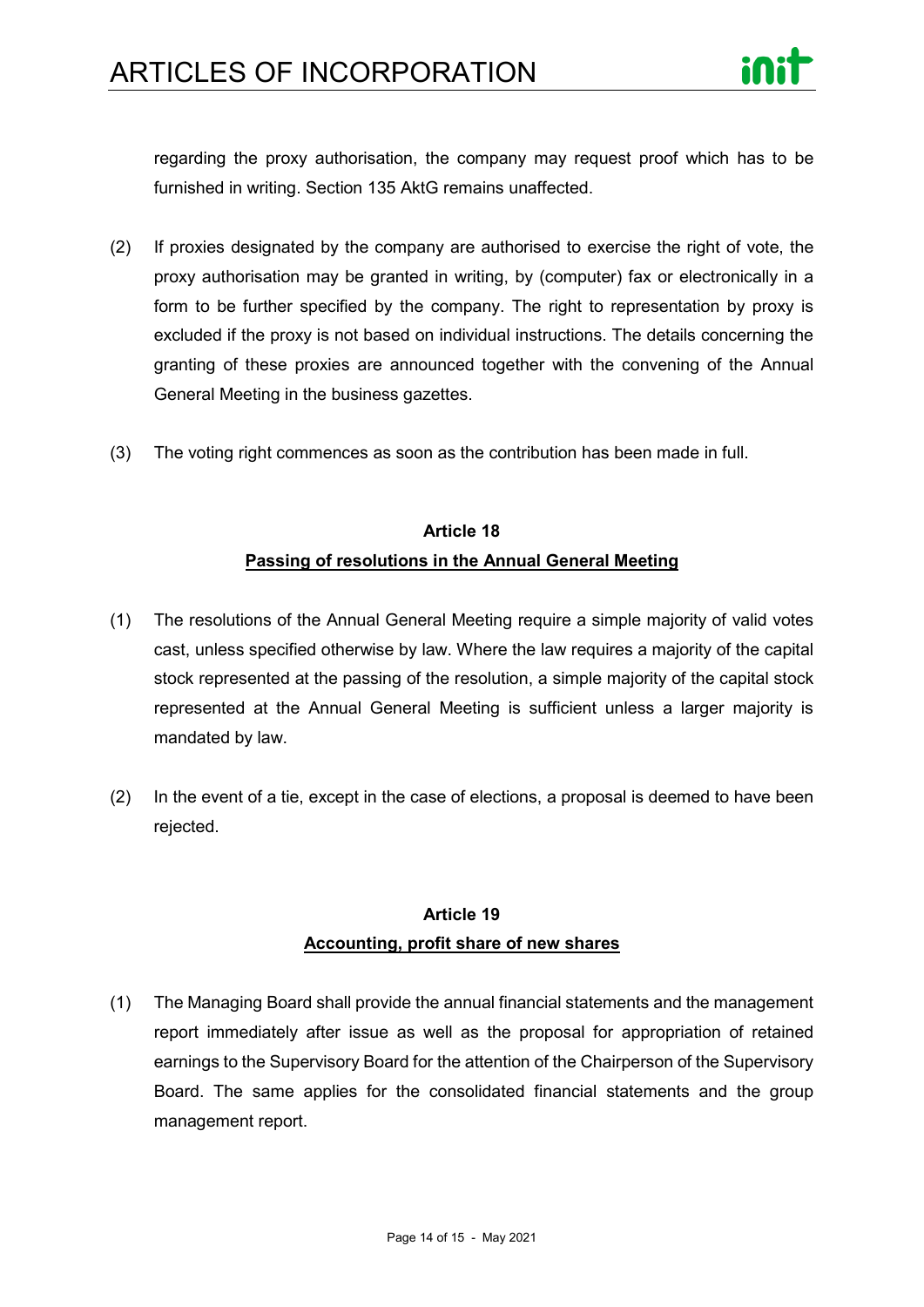regarding the proxy authorisation, the company may request proof which has to be furnished in writing. Section 135 AktG remains unaffected.

(2) If proxies designated by the company are authorised to exercise the right of vote, the proxy authorisation may be granted in writing, by (computer) fax or electronically in a form to be further specified by the company. The right to representation by proxy is excluded if the proxy is not based on individual instructions. The details concerning the granting of these proxies are announced together with the convening of the Annual General Meeting in the business gazettes.

(3) The voting right commences as soon as the contribution has been made in full.

## Article 18
## Passing of resolutions in the Annual General Meeting

(1) The resolutions of the Annual General Meeting require a simple majority of valid votes cast, unless specified otherwise by law. Where the law requires a majority of the capital stock represented at the passing of the resolution, a simple majority of the capital stock represented at the Annual General Meeting is sufficient unless a larger majority is mandated by law.

(2) In the event of a tie, except in the case of elections, a proposal is deemed to have been rejected.

## Article 19
## Accounting, profit share of new shares

(1) The Managing Board shall provide the annual financial statements and the management report immediately after issue as well as the proposal for appropriation of retained earnings to the Supervisory Board for the attention of the Chairperson of the Supervisory Board. The same applies for the consolidated financial statements and the group management report.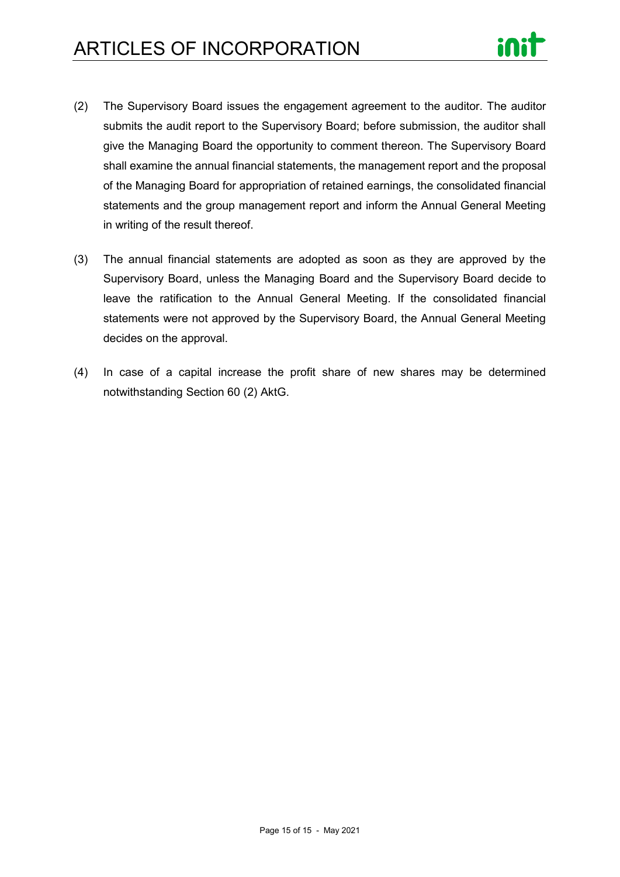(2) The Supervisory Board issues the engagement agreement to the auditor. The auditor submits the audit report to the Supervisory Board; before submission, the auditor shall give the Managing Board the opportunity to comment thereon. The Supervisory Board shall examine the annual financial statements, the management report and the proposal of the Managing Board for appropriation of retained earnings, the consolidated financial statements and the group management report and inform the Annual General Meeting in writing of the result thereof.

(3) The annual financial statements are adopted as soon as they are approved by the Supervisory Board, unless the Managing Board and the Supervisory Board decide to leave the ratification to the Annual General Meeting. If the consolidated financial statements were not approved by the Supervisory Board, the Annual General Meeting decides on the approval.

(4) In case of a capital increase the profit share of new shares may be determined notwithstanding Section 60 (2) AktG.